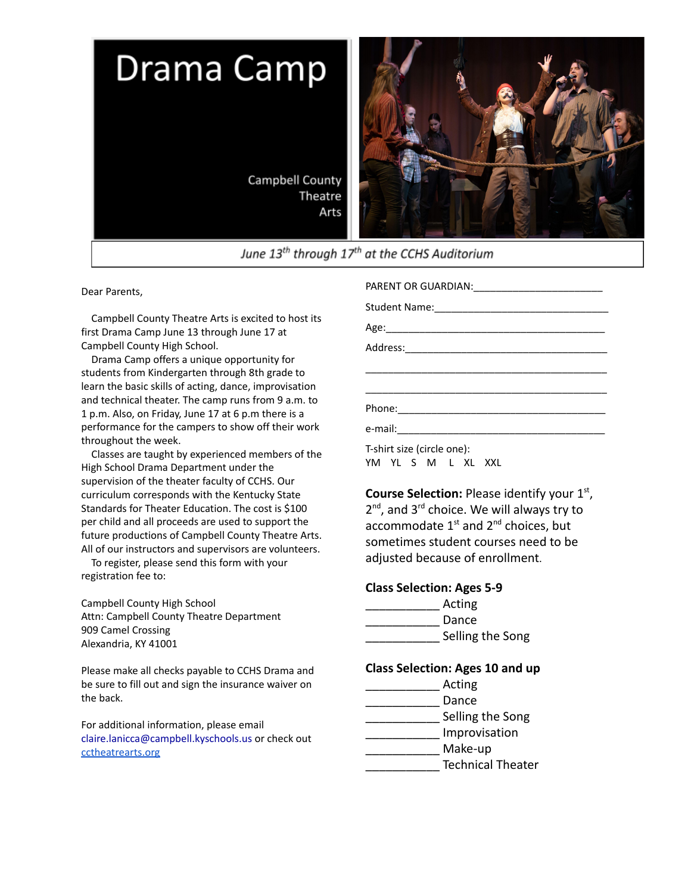# Drama Camp

Campbell County Theatre Arts

*June 13th through 17th at the CCHS Auditorium*

Dear Parents,

Campbell County Theatre Arts is excited to host its first Drama Camp June 13 through June 17 at Campbell County High School.

Drama Camp offers a unique opportunity for students from Kindergarten through 8th grade to learn the basic skills of acting, dance, improvisation and technical theater. The camp runs from 9 a.m. to 1 p.m. Also, on Friday, June 17 at 6 p.m there is a performance for the campers to show off their work throughout the week.

Classes are taught by experienced members of the High School Drama Department under the supervision of the theater faculty of CCHS. Our curriculum corresponds with the Kentucky State Standards for Theater Education. The cost is $100 per child and all proceeds are used to support the future productions of Campbell County Theatre Arts. All of our instructors and supervisors are volunteers.

To register, please send this form with your registration fee to:

Campbell County High School
Attn: Campbell County Theatre Department
909 Camel Crossing
Alexandria, KY 41001

Please make all checks payable to CCHS Drama and be sure to fill out and sign the insurance waiver on the back.

For additional information, please email claire.lanicca@campbell.kyschools.us or check out [cctheatrearts.org](cctheatrearts.org)

PARENT OR GUARDIAN:______________________

Student Name:______________________________

Age:_______________________________________

Address:____________________________________

____________________________________________

____________________________________________

Phone:_____________________________________

e-mail:_____________________________________

T-shirt size (circle one):
YM YL S M L XL XXL

**Course Selection:** Please identify your 1st, 2nd, and 3rd choice. We will always try to accommodate 1st and 2nd choices, but sometimes student courses need to be adjusted because of enrollment.

**Class Selection: Ages 5-9**

___________ Acting
___________ Dance
___________ Selling the Song

**Class Selection: Ages 10 and up**

___________ Acting
___________ Dance
___________ Selling the Song
___________ Improvisation
___________ Make-up
___________ Technical Theater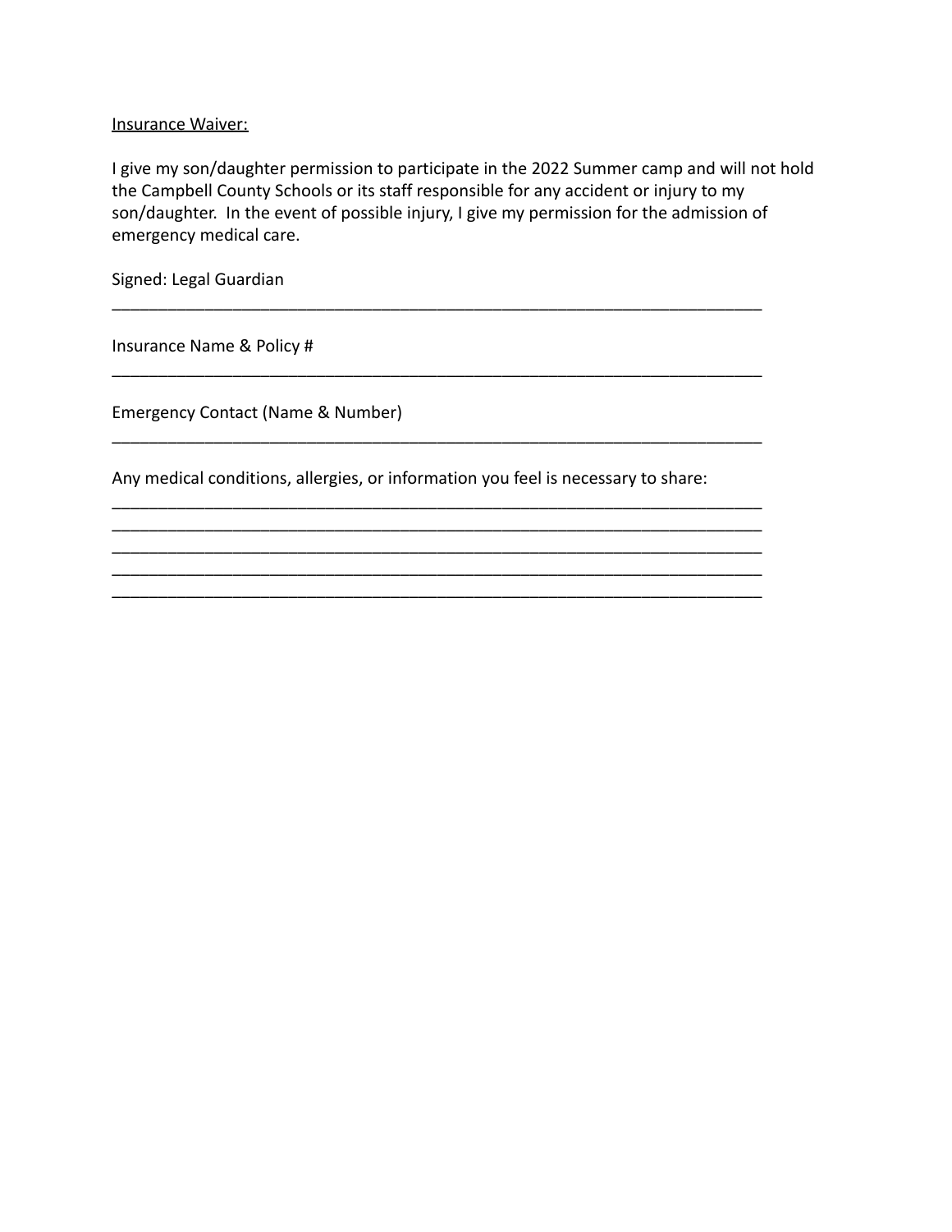Insurance Waiver:

I give my son/daughter permission to participate in the 2022 Summer camp and will not hold the Campbell County Schools or its staff responsible for any accident or injury to my son/daughter. In the event of possible injury, I give my permission for the admission of emergency medical care.

Signed: Legal Guardian

\_\_\_\_\_\_\_\_\_\_\_\_\_\_\_\_\_\_\_\_\_\_\_\_\_\_\_\_\_\_\_\_\_\_\_\_\_\_\_\_\_\_\_\_\_\_\_\_\_\_\_\_\_\_\_\_\_\_\_\_\_\_\_\_\_\_\_\_\_\_\_\_

Insurance Name & Policy #

\_\_\_\_\_\_\_\_\_\_\_\_\_\_\_\_\_\_\_\_\_\_\_\_\_\_\_\_\_\_\_\_\_\_\_\_\_\_\_\_\_\_\_\_\_\_\_\_\_\_\_\_\_\_\_\_\_\_\_\_\_\_\_\_\_\_\_\_\_\_\_\_

Emergency Contact (Name & Number)

\_\_\_\_\_\_\_\_\_\_\_\_\_\_\_\_\_\_\_\_\_\_\_\_\_\_\_\_\_\_\_\_\_\_\_\_\_\_\_\_\_\_\_\_\_\_\_\_\_\_\_\_\_\_\_\_\_\_\_\_\_\_\_\_\_\_\_\_\_\_\_\_

Any medical conditions, allergies, or information you feel is necessary to share:

\_\_\_\_\_\_\_\_\_\_\_\_\_\_\_\_\_\_\_\_\_\_\_\_\_\_\_\_\_\_\_\_\_\_\_\_\_\_\_\_\_\_\_\_\_\_\_\_\_\_\_\_\_\_\_\_\_\_\_\_\_\_\_\_\_\_\_\_\_\_\_\_

\_\_\_\_\_\_\_\_\_\_\_\_\_\_\_\_\_\_\_\_\_\_\_\_\_\_\_\_\_\_\_\_\_\_\_\_\_\_\_\_\_\_\_\_\_\_\_\_\_\_\_\_\_\_\_\_\_\_\_\_\_\_\_\_\_\_\_\_\_\_\_\_

\_\_\_\_\_\_\_\_\_\_\_\_\_\_\_\_\_\_\_\_\_\_\_\_\_\_\_\_\_\_\_\_\_\_\_\_\_\_\_\_\_\_\_\_\_\_\_\_\_\_\_\_\_\_\_\_\_\_\_\_\_\_\_\_\_\_\_\_\_\_\_\_

\_\_\_\_\_\_\_\_\_\_\_\_\_\_\_\_\_\_\_\_\_\_\_\_\_\_\_\_\_\_\_\_\_\_\_\_\_\_\_\_\_\_\_\_\_\_\_\_\_\_\_\_\_\_\_\_\_\_\_\_\_\_\_\_\_\_\_\_\_\_\_\_

\_\_\_\_\_\_\_\_\_\_\_\_\_\_\_\_\_\_\_\_\_\_\_\_\_\_\_\_\_\_\_\_\_\_\_\_\_\_\_\_\_\_\_\_\_\_\_\_\_\_\_\_\_\_\_\_\_\_\_\_\_\_\_\_\_\_\_\_\_\_\_\_